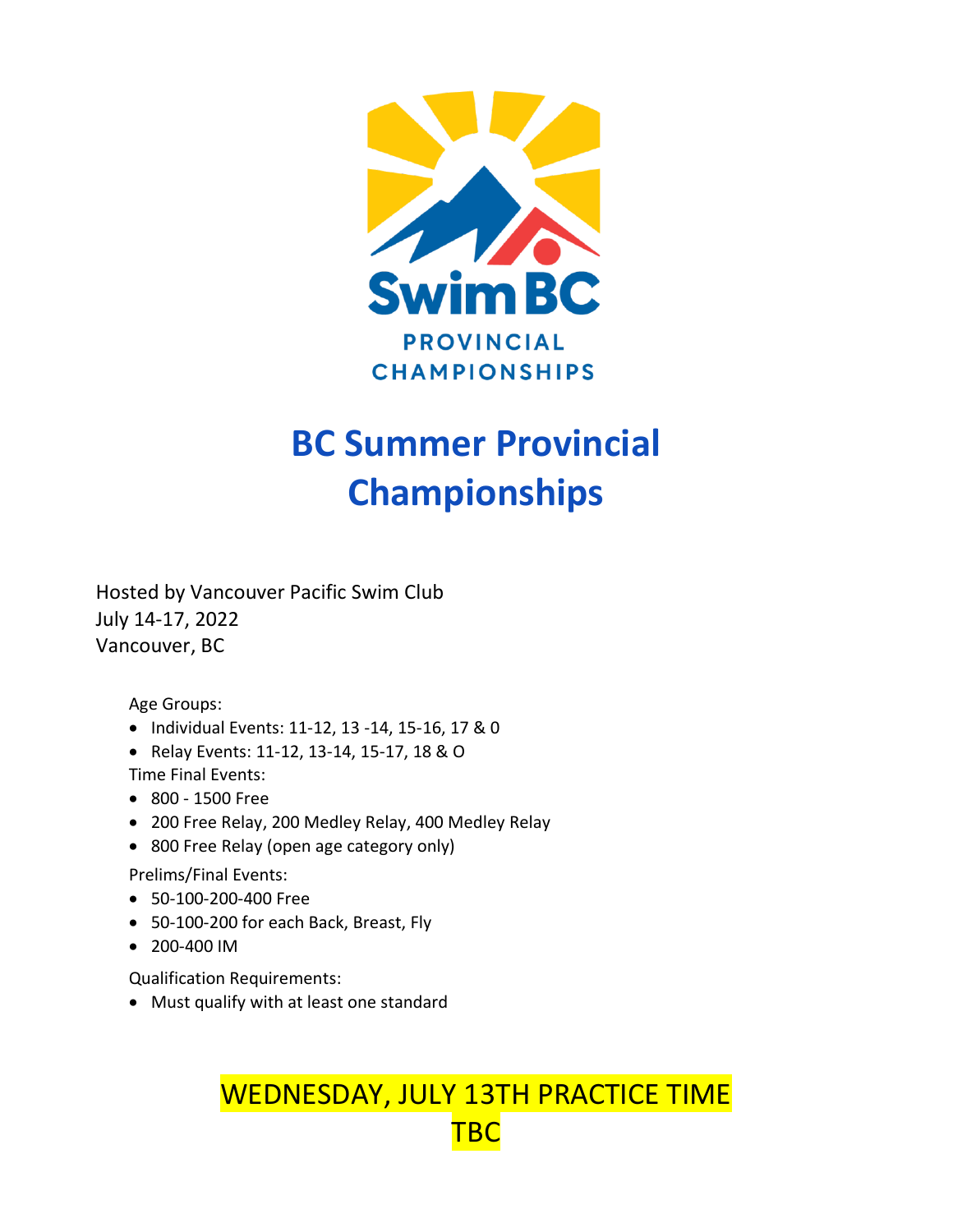Swim BC
PROVINCIAL CHAMPIONSHIPS

# BC Summer Provincial Championships

Hosted by Vancouver Pacific Swim Club
July 14-17, 2022
Vancouver, BC

Age Groups:

- Individual Events: 11-12, 13 -14, 15-16, 17 & 0
- Relay Events: 11-12, 13-14, 15-17, 18 & O

Time Final Events:

- 800 - 1500 Free
- 200 Free Relay, 200 Medley Relay, 400 Medley Relay
- 800 Free Relay (open age category only)

Prelims/Final Events:

- 50-100-200-400 Free
- 50-100-200 for each Back, Breast, Fly
- 200-400 IM

Qualification Requirements:

- Must qualify with at least one standard

WEDNESDAY, JULY 13TH PRACTICE TIME TBC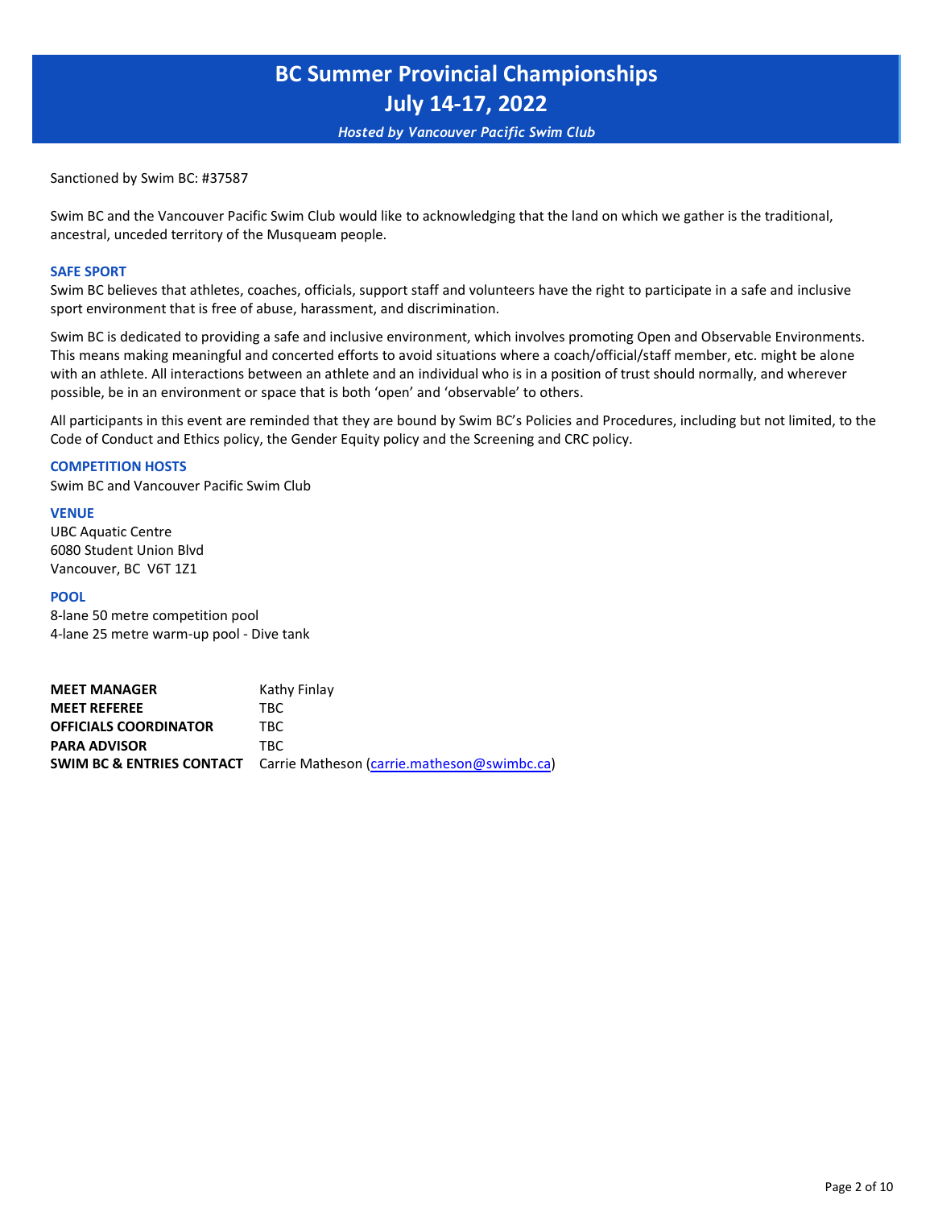# BC Summer Provincial Championships
# July 14-17, 2022

*Hosted by Vancouver Pacific Swim Club*

Sanctioned by Swim BC: #37587

Swim BC and the Vancouver Pacific Swim Club would like to acknowledging that the land on which we gather is the traditional, ancestral, unceded territory of the Musqueam people.

## SAFE SPORT

Swim BC believes that athletes, coaches, officials, support staff and volunteers have the right to participate in a safe and inclusive sport environment that is free of abuse, harassment, and discrimination.

Swim BC is dedicated to providing a safe and inclusive environment, which involves promoting Open and Observable Environments. This means making meaningful and concerted efforts to avoid situations where a coach/official/staff member, etc. might be alone with an athlete. All interactions between an athlete and an individual who is in a position of trust should normally, and wherever possible, be in an environment or space that is both 'open' and 'observable' to others.

All participants in this event are reminded that they are bound by Swim BC's Policies and Procedures, including but not limited, to the Code of Conduct and Ethics policy, the Gender Equity policy and the Screening and CRC policy.

## COMPETITION HOSTS

Swim BC and Vancouver Pacific Swim Club

## VENUE

UBC Aquatic Centre
6080 Student Union Blvd
Vancouver, BC V6T 1Z1

## POOL

8-lane 50 metre competition pool
4-lane 25 metre warm-up pool - Dive tank

| | |
|---|---|
| **MEET MANAGER** | Kathy Finlay |
| **MEET REFEREE** | TBC |
| **OFFICIALS COORDINATOR** | TBC |
| **PARA ADVISOR** | TBC |
| **SWIM BC & ENTRIES CONTACT** | Carrie Matheson (carrie.matheson@swimbc.ca) |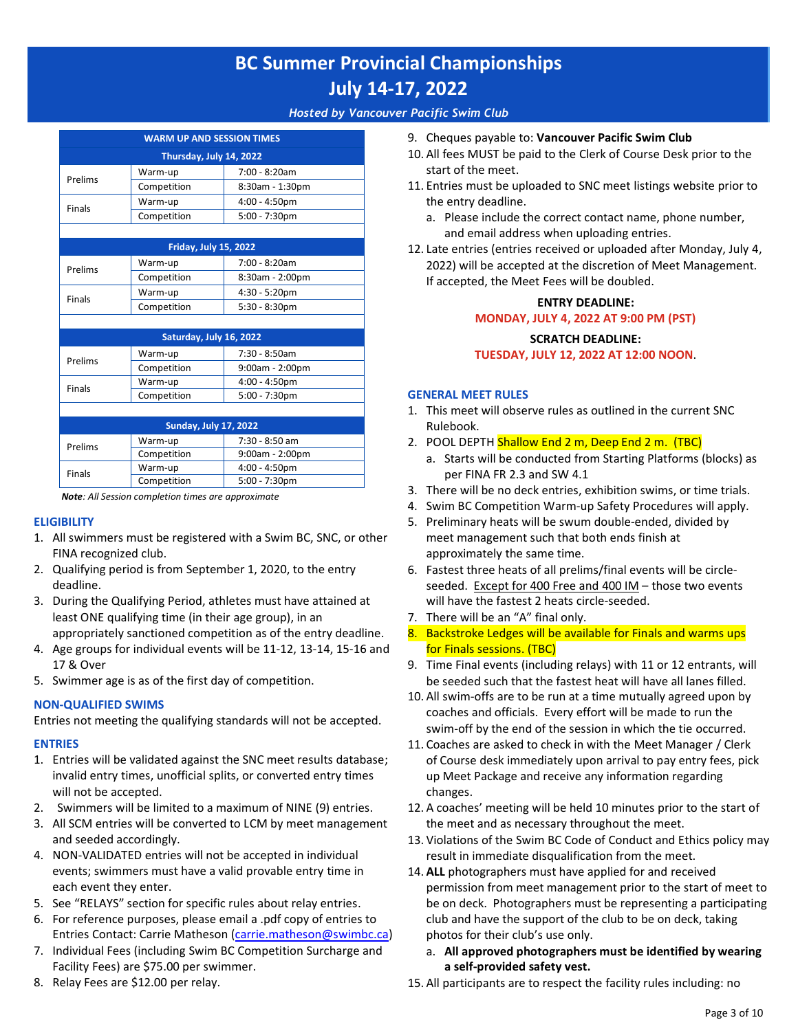# BC Summer Provincial Championships
# July 14-17, 2022

*Hosted by Vancouver Pacific Swim Club*

| WARM UP AND SESSION TIMES | | |
|---|---|---|
| **Thursday, July 14, 2022** | | |
| Prelims | Warm-up | 7:00 - 8:20am |
| | Competition | 8:30am - 1:30pm |
| Finals | Warm-up | 4:00 - 4:50pm |
| | Competition | 5:00 - 7:30pm |
| **Friday, July 15, 2022** | | |
| Prelims | Warm-up | 7:00 - 8:20am |
| | Competition | 8:30am - 2:00pm |
| Finals | Warm-up | 4:30 - 5:20pm |
| | Competition | 5:30 - 8:30pm |
| **Saturday, July 16, 2022** | | |
| Prelims | Warm-up | 7:30 - 8:50am |
| | Competition | 9:00am - 2:00pm |
| Finals | Warm-up | 4:00 - 4:50pm |
| | Competition | 5:00 - 7:30pm |
| **Sunday, July 17, 2022** | | |
| Prelims | Warm-up | 7:30 - 8:50 am |
| | Competition | 9:00am - 2:00pm |
| Finals | Warm-up | 4:00 - 4:50pm |
| | Competition | 5:00 - 7:30pm |

***Note**: All Session completion times are approximate*

## ELIGIBILITY

1. All swimmers must be registered with a Swim BC, SNC, or other FINA recognized club.
2. Qualifying period is from September 1, 2020, to the entry deadline.
3. During the Qualifying Period, athletes must have attained at least ONE qualifying time (in their age group), in an appropriately sanctioned competition as of the entry deadline.
4. Age groups for individual events will be 11-12, 13-14, 15-16 and 17 & Over
5. Swimmer age is as of the first day of competition.

## NON-QUALIFIED SWIMS

Entries not meeting the qualifying standards will not be accepted.

## ENTRIES

1. Entries will be validated against the SNC meet results database; invalid entry times, unofficial splits, or converted entry times will not be accepted.
2. Swimmers will be limited to a maximum of NINE (9) entries.
3. All SCM entries will be converted to LCM by meet management and seeded accordingly.
4. NON-VALIDATED entries will not be accepted in individual events; swimmers must have a valid provable entry time in each event they enter.
5. See "RELAYS" section for specific rules about relay entries.
6. For reference purposes, please email a .pdf copy of entries to Entries Contact: Carrie Matheson (carrie.matheson@swimbc.ca)
7. Individual Fees (including Swim BC Competition Surcharge and Facility Fees) are $75.00 per swimmer.
8. Relay Fees are $12.00 per relay.
9. Cheques payable to: **Vancouver Pacific Swim Club**
10. All fees MUST be paid to the Clerk of Course Desk prior to the start of the meet.
11. Entries must be uploaded to SNC meet listings website prior to the entry deadline.
    a. Please include the correct contact name, phone number, and email address when uploading entries.
12. Late entries (entries received or uploaded after Monday, July 4, 2022) will be accepted at the discretion of Meet Management. If accepted, the Meet Fees will be doubled.

**ENTRY DEADLINE:**
**MONDAY, JULY 4, 2022 AT 9:00 PM (PST)**

**SCRATCH DEADLINE:**
**TUESDAY, JULY 12, 2022 AT 12:00 NOON**.

## GENERAL MEET RULES

1. This meet will observe rules as outlined in the current SNC Rulebook.
2. POOL DEPTH Shallow End 2 m, Deep End 2 m. (TBC)
    a. Starts will be conducted from Starting Platforms (blocks) as per FINA FR 2.3 and SW 4.1
3. There will be no deck entries, exhibition swims, or time trials.
4. Swim BC Competition Warm-up Safety Procedures will apply.
5. Preliminary heats will be swum double-ended, divided by meet management such that both ends finish at approximately the same time.
6. Fastest three heats of all prelims/final events will be circle-seeded. Except for 400 Free and 400 IM – those two events will have the fastest 2 heats circle-seeded.
7. There will be an "A" final only.
8. Backstroke Ledges will be available for Finals and warms ups for Finals sessions. (TBC)
9. Time Final events (including relays) with 11 or 12 entrants, will be seeded such that the fastest heat will have all lanes filled.
10. All swim-offs are to be run at a time mutually agreed upon by coaches and officials. Every effort will be made to run the swim-off by the end of the session in which the tie occurred.
11. Coaches are asked to check in with the Meet Manager / Clerk of Course desk immediately upon arrival to pay entry fees, pick up Meet Package and receive any information regarding changes.
12. A coaches' meeting will be held 10 minutes prior to the start of the meet and as necessary throughout the meet.
13. Violations of the Swim BC Code of Conduct and Ethics policy may result in immediate disqualification from the meet.
14. **ALL** photographers must have applied for and received permission from meet management prior to the start of meet to be on deck. Photographers must be representing a participating club and have the support of the club to be on deck, taking photos for their club's use only.
    a. **All approved photographers must be identified by wearing a self-provided safety vest.**
15. All participants are to respect the facility rules including: no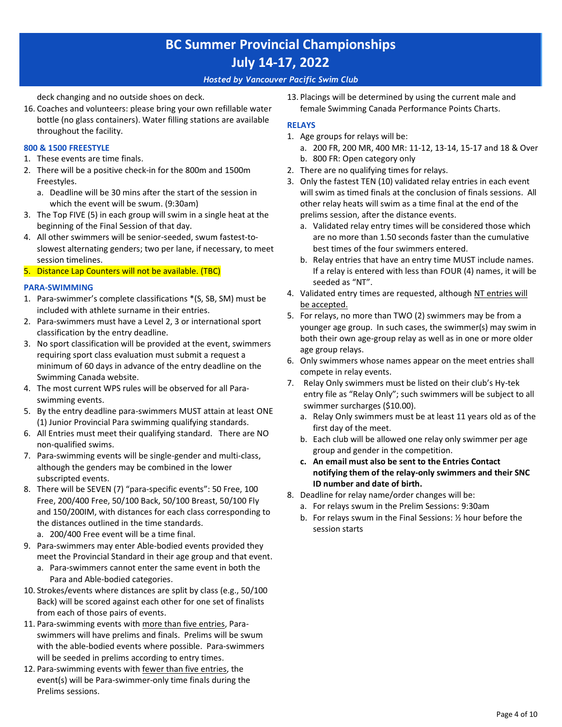deck changing and no outside shoes on deck.

16. Coaches and volunteers: please bring your own refillable water bottle (no glass containers). Water filling stations are available throughout the facility.

### 800 & 1500 FREESTYLE

1. These events are time finals.
2. There will be a positive check-in for the 800m and 1500m Freestyles.
   a. Deadline will be 30 mins after the start of the session in which the event will be swum. (9:30am)
3. The Top FIVE (5) in each group will swim in a single heat at the beginning of the Final Session of that day.
4. All other swimmers will be senior-seeded, swum fastest-to-slowest alternating genders; two per lane, if necessary, to meet session timelines.
5. Distance Lap Counters will not be available. (TBC)

### PARA-SWIMMING

1. Para-swimmer's complete classifications *(S, SB, SM) must be included with athlete surname in their entries.
2. Para-swimmers must have a Level 2, 3 or international sport classification by the entry deadline.
3. No sport classification will be provided at the event, swimmers requiring sport class evaluation must submit a request a minimum of 60 days in advance of the entry deadline on the Swimming Canada website.
4. The most current WPS rules will be observed for all Para-swimming events.
5. By the entry deadline para-swimmers MUST attain at least ONE (1) Junior Provincial Para swimming qualifying standards.
6. All Entries must meet their qualifying standard. There are NO non-qualified swims.
7. Para-swimming events will be single-gender and multi-class, although the genders may be combined in the lower subscripted events.
8. There will be SEVEN (7) "para-specific events": 50 Free, 100 Free, 200/400 Free, 50/100 Back, 50/100 Breast, 50/100 Fly and 150/200IM, with distances for each class corresponding to the distances outlined in the time standards.
   a. 200/400 Free event will be a time final.
9. Para-swimmers may enter Able-bodied events provided they meet the Provincial Standard in their age group and that event.
   a. Para-swimmers cannot enter the same event in both the Para and Able-bodied categories.
10. Strokes/events where distances are split by class (e.g., 50/100 Back) will be scored against each other for one set of finalists from each of those pairs of events.
11. Para-swimming events with more than five entries, Para-swimmers will have prelims and finals. Prelims will be swum with the able-bodied events where possible. Para-swimmers will be seeded in prelims according to entry times.
12. Para-swimming events with fewer than five entries, the event(s) will be Para-swimmer-only time finals during the Prelims sessions.
13. Placings will be determined by using the current male and female Swimming Canada Performance Points Charts.

### RELAYS

1. Age groups for relays will be:
   a. 200 FR, 200 MR, 400 MR: 11-12, 13-14, 15-17 and 18 & Over
   b. 800 FR: Open category only
2. There are no qualifying times for relays.
3. Only the fastest TEN (10) validated relay entries in each event will swim as timed finals at the conclusion of finals sessions. All other relay heats will swim as a time final at the end of the prelims session, after the distance events.
   a. Validated relay entry times will be considered those which are no more than 1.50 seconds faster than the cumulative best times of the four swimmers entered.
   b. Relay entries that have an entry time MUST include names. If a relay is entered with less than FOUR (4) names, it will be seeded as "NT".
4. Validated entry times are requested, although NT entries will be accepted.
5. For relays, no more than TWO (2) swimmers may be from a younger age group. In such cases, the swimmer(s) may swim in both their own age-group relay as well as in one or more older age group relays.
6. Only swimmers whose names appear on the meet entries shall compete in relay events.
7. Relay Only swimmers must be listed on their club's Hy-tek entry file as "Relay Only"; such swimmers will be subject to all swimmer surcharges ($10.00).
   a. Relay Only swimmers must be at least 11 years old as of the first day of the meet.
   b. Each club will be allowed one relay only swimmer per age group and gender in the competition.
   c. **An email must also be sent to the Entries Contact notifying them of the relay-only swimmers and their SNC ID number and date of birth.**
8. Deadline for relay name/order changes will be:
   a. For relays swum in the Prelim Sessions: 9:30am
   b. For relays swum in the Final Sessions: ½ hour before the session starts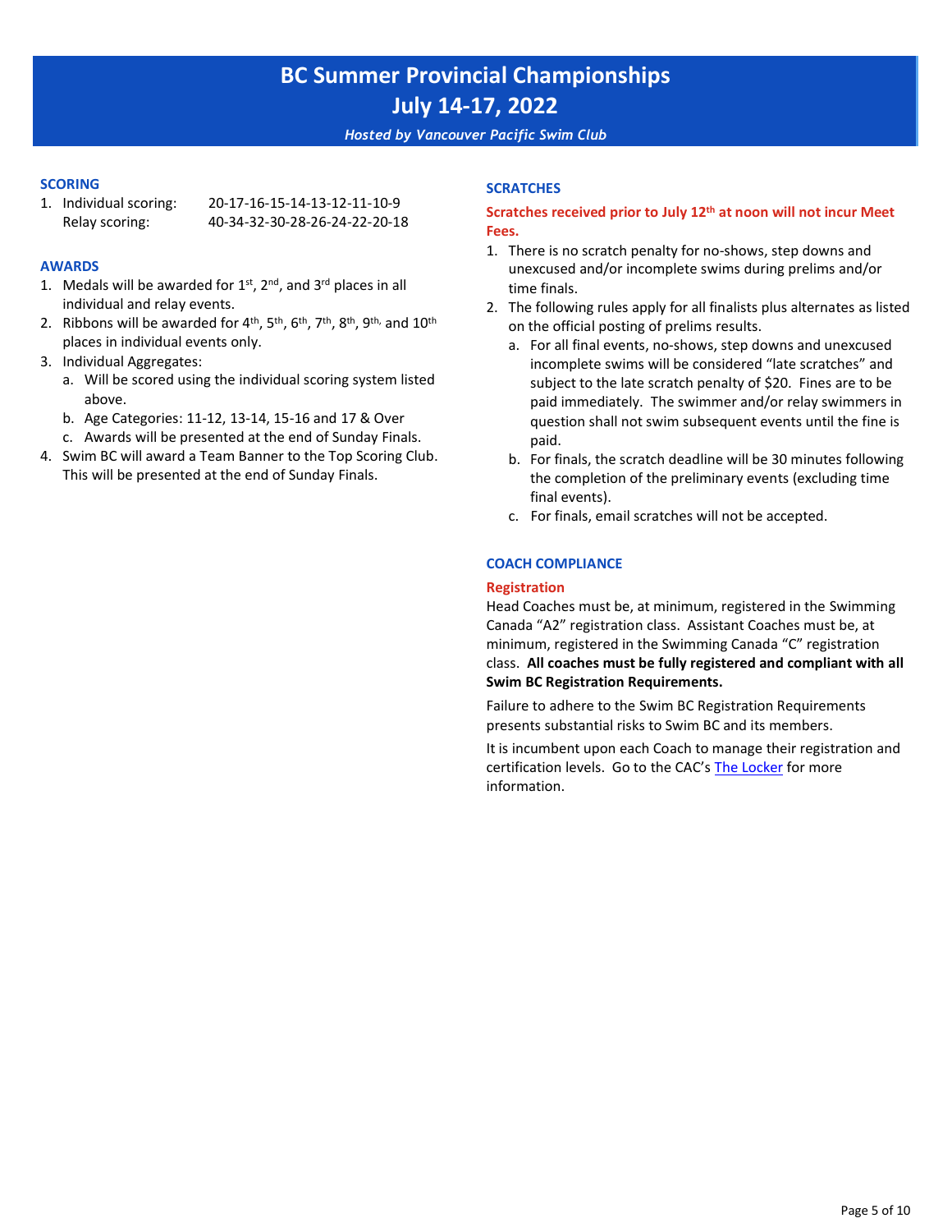# BC Summer Provincial Championships
# July 14-17, 2022

*Hosted by Vancouver Pacific Swim Club*

## SCORING

1. Individual scoring: 20-17-16-15-14-13-12-11-10-9
   Relay scoring: 40-34-32-30-28-26-24-22-20-18

## AWARDS

1. Medals will be awarded for 1st, 2nd, and 3rd places in all individual and relay events.
2. Ribbons will be awarded for 4th, 5th, 6th, 7th, 8th, 9th, and 10th places in individual events only.
3. Individual Aggregates:
   a. Will be scored using the individual scoring system listed above.
   b. Age Categories: 11-12, 13-14, 15-16 and 17 & Over
   c. Awards will be presented at the end of Sunday Finals.
4. Swim BC will award a Team Banner to the Top Scoring Club. This will be presented at the end of Sunday Finals.

## SCRATCHES

**Scratches received prior to July 12th at noon will not incur Meet Fees.**

1. There is no scratch penalty for no-shows, step downs and unexcused and/or incomplete swims during prelims and/or time finals.
2. The following rules apply for all finalists plus alternates as listed on the official posting of prelims results.
   a. For all final events, no-shows, step downs and unexcused incomplete swims will be considered "late scratches" and subject to the late scratch penalty of $20. Fines are to be paid immediately. The swimmer and/or relay swimmers in question shall not swim subsequent events until the fine is paid.
   b. For finals, the scratch deadline will be 30 minutes following the completion of the preliminary events (excluding time final events).
   c. For finals, email scratches will not be accepted.

## COACH COMPLIANCE

### Registration

Head Coaches must be, at minimum, registered in the Swimming Canada "A2" registration class. Assistant Coaches must be, at minimum, registered in the Swimming Canada "C" registration class. **All coaches must be fully registered and compliant with all Swim BC Registration Requirements.**

Failure to adhere to the Swim BC Registration Requirements presents substantial risks to Swim BC and its members.

It is incumbent upon each Coach to manage their registration and certification levels. Go to the CAC's The Locker for more information.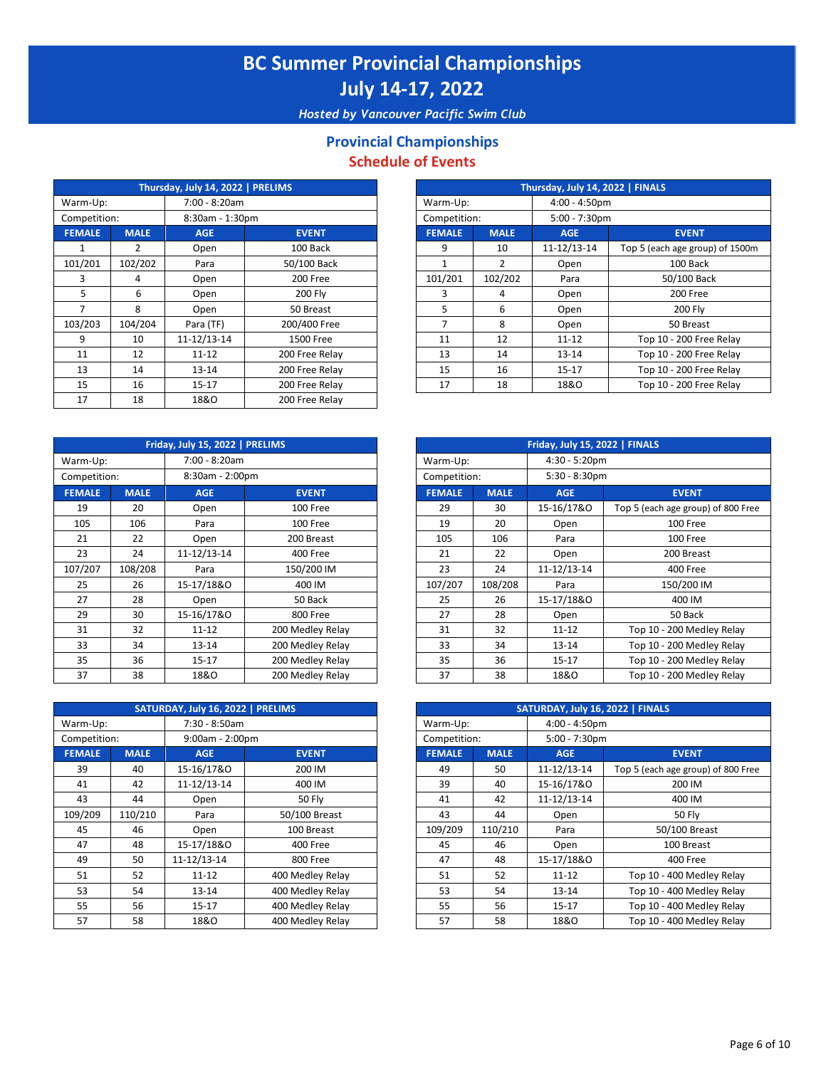# BC Summer Provincial Championships

## July 14-17, 2022

*Hosted by Vancouver Pacific Swim Club*

## Provincial Championships

## Schedule of Events

| Thursday, July 14, 2022 \| PRELIMS | | | |
|---|---|---|---|
| Warm-Up: | | 7:00 - 8:20am | |
| Competition: | | 8:30am - 1:30pm | |
| **FEMALE** | **MALE** | **AGE** | **EVENT** |
| 1 | 2 | Open | 100 Back |
| 101/201 | 102/202 | Para | 50/100 Back |
| 3 | 4 | Open | 200 Free |
| 5 | 6 | Open | 200 Fly |
| 7 | 8 | Open | 50 Breast |
| 103/203 | 104/204 | Para (TF) | 200/400 Free |
| 9 | 10 | 11-12/13-14 | 1500 Free |
| 11 | 12 | 11-12 | 200 Free Relay |
| 13 | 14 | 13-14 | 200 Free Relay |
| 15 | 16 | 15-17 | 200 Free Relay |
| 17 | 18 | 18&O | 200 Free Relay |

| Thursday, July 14, 2022 \| FINALS | | | |
|---|---|---|---|
| Warm-Up: | | 4:00 - 4:50pm | |
| Competition: | | 5:00 - 7:30pm | |
| **FEMALE** | **MALE** | **AGE** | **EVENT** |
| 9 | 10 | 11-12/13-14 | Top 5 (each age group) of 1500m |
| 1 | 2 | Open | 100 Back |
| 101/201 | 102/202 | Para | 50/100 Back |
| 3 | 4 | Open | 200 Free |
| 5 | 6 | Open | 200 Fly |
| 7 | 8 | Open | 50 Breast |
| 11 | 12 | 11-12 | Top 10 - 200 Free Relay |
| 13 | 14 | 13-14 | Top 10 - 200 Free Relay |
| 15 | 16 | 15-17 | Top 10 - 200 Free Relay |
| 17 | 18 | 18&O | Top 10 - 200 Free Relay |

| Friday, July 15, 2022 \| PRELIMS | | | |
|---|---|---|---|
| Warm-Up: | | 7:00 - 8:20am | |
| Competition: | | 8:30am - 2:00pm | |
| **FEMALE** | **MALE** | **AGE** | **EVENT** |
| 19 | 20 | Open | 100 Free |
| 105 | 106 | Para | 100 Free |
| 21 | 22 | Open | 200 Breast |
| 23 | 24 | 11-12/13-14 | 400 Free |
| 107/207 | 108/208 | Para | 150/200 IM |
| 25 | 26 | 15-17/18&O | 400 IM |
| 27 | 28 | Open | 50 Back |
| 29 | 30 | 15-16/17&O | 800 Free |
| 31 | 32 | 11-12 | 200 Medley Relay |
| 33 | 34 | 13-14 | 200 Medley Relay |
| 35 | 36 | 15-17 | 200 Medley Relay |
| 37 | 38 | 18&O | 200 Medley Relay |

| Friday, July 15, 2022 \| FINALS | | | |
|---|---|---|---|
| Warm-Up: | | 4:30 - 5:20pm | |
| Competition: | | 5:30 - 8:30pm | |
| **FEMALE** | **MALE** | **AGE** | **EVENT** |
| 29 | 30 | 15-16/17&O | Top 5 (each age group) of 800 Free |
| 19 | 20 | Open | 100 Free |
| 105 | 106 | Para | 100 Free |
| 21 | 22 | Open | 200 Breast |
| 23 | 24 | 11-12/13-14 | 400 Free |
| 107/207 | 108/208 | Para | 150/200 IM |
| 25 | 26 | 15-17/18&O | 400 IM |
| 27 | 28 | Open | 50 Back |
| 31 | 32 | 11-12 | Top 10 - 200 Medley Relay |
| 33 | 34 | 13-14 | Top 10 - 200 Medley Relay |
| 35 | 36 | 15-17 | Top 10 - 200 Medley Relay |
| 37 | 38 | 18&O | Top 10 - 200 Medley Relay |

| SATURDAY, July 16, 2022 \| PRELIMS | | | |
|---|---|---|---|
| Warm-Up: | | 7:30 - 8:50am | |
| Competition: | | 9:00am - 2:00pm | |
| **FEMALE** | **MALE** | **AGE** | **EVENT** |
| 39 | 40 | 15-16/17&O | 200 IM |
| 41 | 42 | 11-12/13-14 | 400 IM |
| 43 | 44 | Open | 50 Fly |
| 109/209 | 110/210 | Para | 50/100 Breast |
| 45 | 46 | Open | 100 Breast |
| 47 | 48 | 15-17/18&O | 400 Free |
| 49 | 50 | 11-12/13-14 | 800 Free |
| 51 | 52 | 11-12 | 400 Medley Relay |
| 53 | 54 | 13-14 | 400 Medley Relay |
| 55 | 56 | 15-17 | 400 Medley Relay |
| 57 | 58 | 18&O | 400 Medley Relay |

| SATURDAY, July 16, 2022 \| FINALS | | | |
|---|---|---|---|
| Warm-Up: | | 4:00 - 4:50pm | |
| Competition: | | 5:00 - 7:30pm | |
| **FEMALE** | **MALE** | **AGE** | **EVENT** |
| 49 | 50 | 11-12/13-14 | Top 5 (each age group) of 800 Free |
| 39 | 40 | 15-16/17&O | 200 IM |
| 41 | 42 | 11-12/13-14 | 400 IM |
| 43 | 44 | Open | 50 Fly |
| 109/209 | 110/210 | Para | 50/100 Breast |
| 45 | 46 | Open | 100 Breast |
| 47 | 48 | 15-17/18&O | 400 Free |
| 51 | 52 | 11-12 | Top 10 - 400 Medley Relay |
| 53 | 54 | 13-14 | Top 10 - 400 Medley Relay |
| 55 | 56 | 15-17 | Top 10 - 400 Medley Relay |
| 57 | 58 | 18&O | Top 10 - 400 Medley Relay |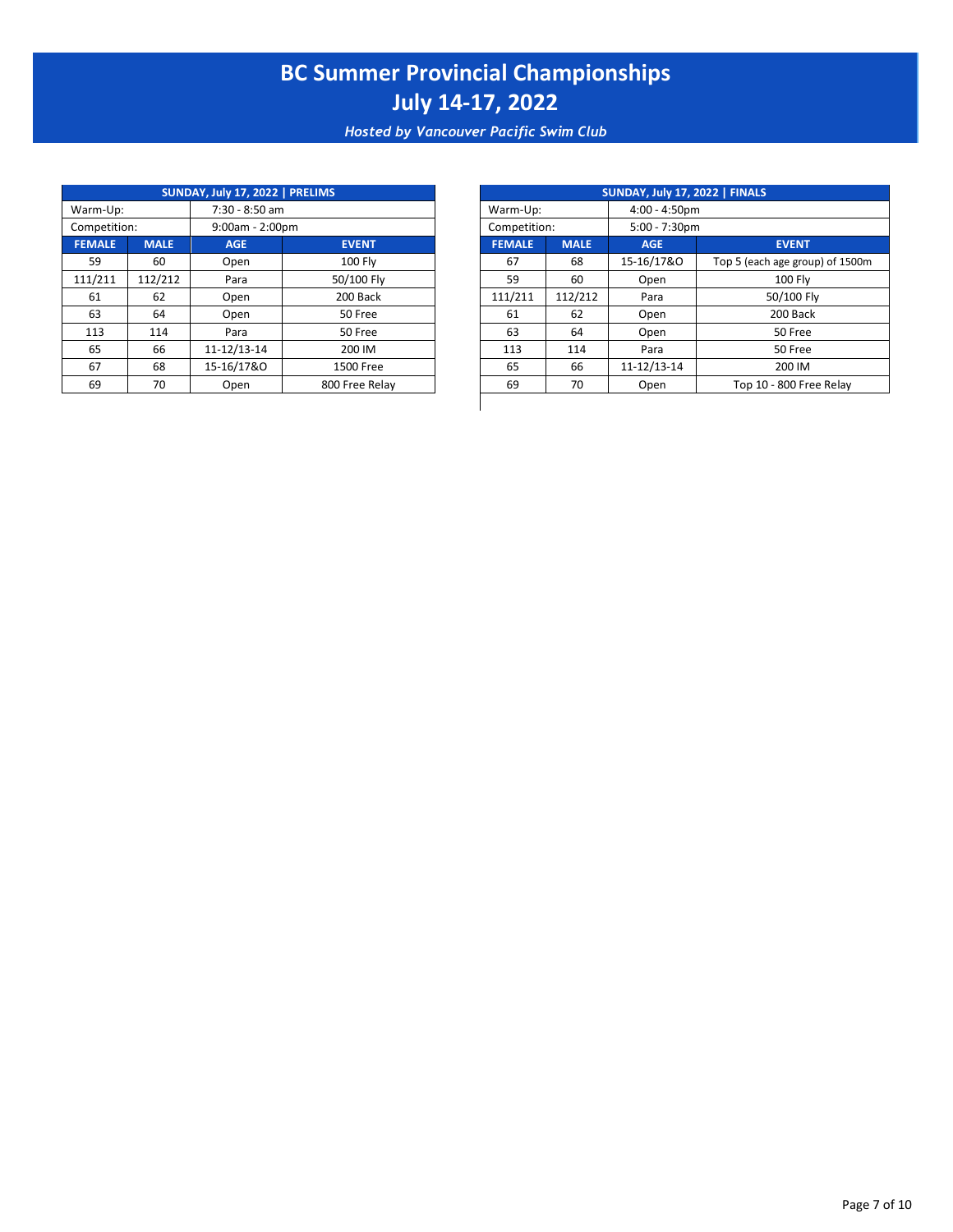# BC Summer Provincial Championships
# July 14-17, 2022

*Hosted by Vancouver Pacific Swim Club*

| SUNDAY, July 17, 2022 \| PRELIMS | | | |
|---|---|---|---|
| Warm-Up: | | 7:30 - 8:50 am | |
| Competition: | | 9:00am - 2:00pm | |
| **FEMALE** | **MALE** | **AGE** | **EVENT** |
| 59 | 60 | Open | 100 Fly |
| 111/211 | 112/212 | Para | 50/100 Fly |
| 61 | 62 | Open | 200 Back |
| 63 | 64 | Open | 50 Free |
| 113 | 114 | Para | 50 Free |
| 65 | 66 | 11-12/13-14 | 200 IM |
| 67 | 68 | 15-16/17&O | 1500 Free |
| 69 | 70 | Open | 800 Free Relay |

| SUNDAY, July 17, 2022 \| FINALS | | | |
|---|---|---|---|
| Warm-Up: | | 4:00 - 4:50pm | |
| Competition: | | 5:00 - 7:30pm | |
| **FEMALE** | **MALE** | **AGE** | **EVENT** |
| 67 | 68 | 15-16/17&O | Top 5 (each age group) of 1500m |
| 59 | 60 | Open | 100 Fly |
| 111/211 | 112/212 | Para | 50/100 Fly |
| 61 | 62 | Open | 200 Back |
| 63 | 64 | Open | 50 Free |
| 113 | 114 | Para | 50 Free |
| 65 | 66 | 11-12/13-14 | 200 IM |
| 69 | 70 | Open | Top 10 - 800 Free Relay |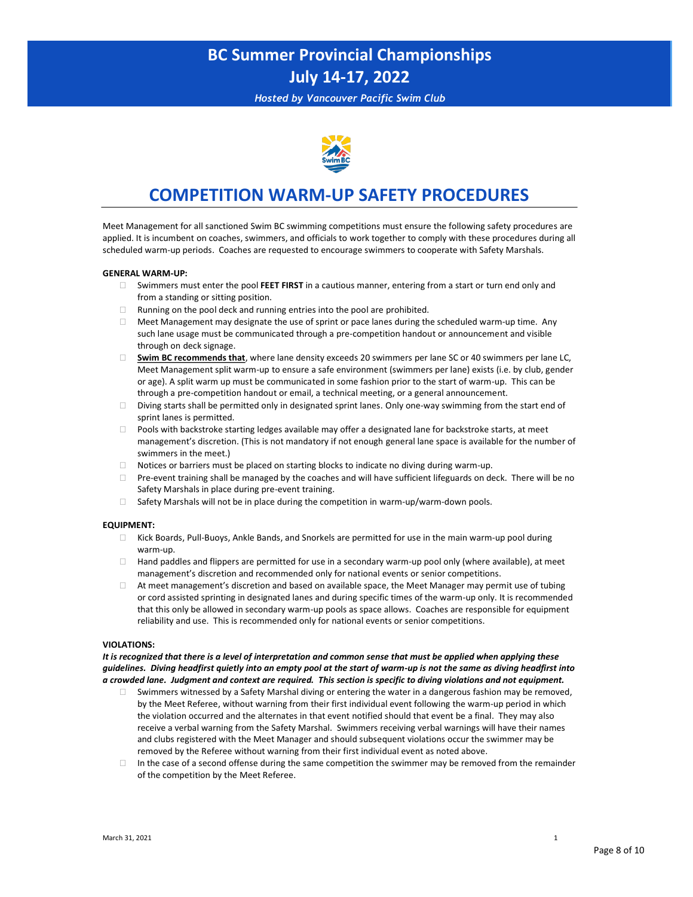# BC Summer Provincial Championships
# July 14-17, 2022

*Hosted by Vancouver Pacific Swim Club*

## COMPETITION WARM-UP SAFETY PROCEDURES

Meet Management for all sanctioned Swim BC swimming competitions must ensure the following safety procedures are applied. It is incumbent on coaches, swimmers, and officials to work together to comply with these procedures during all scheduled warm-up periods. Coaches are requested to encourage swimmers to cooperate with Safety Marshals.

**GENERAL WARM-UP:**

- Swimmers must enter the pool **FEET FIRST** in a cautious manner, entering from a start or turn end only and from a standing or sitting position.
- Running on the pool deck and running entries into the pool are prohibited.
- Meet Management may designate the use of sprint or pace lanes during the scheduled warm-up time. Any such lane usage must be communicated through a pre-competition handout or announcement and visible through on deck signage.
- **Swim BC recommends that**, where lane density exceeds 20 swimmers per lane SC or 40 swimmers per lane LC, Meet Management split warm-up to ensure a safe environment (swimmers per lane) exists (i.e. by club, gender or age). A split warm up must be communicated in some fashion prior to the start of warm-up. This can be through a pre-competition handout or email, a technical meeting, or a general announcement.
- Diving starts shall be permitted only in designated sprint lanes. Only one-way swimming from the start end of sprint lanes is permitted.
- Pools with backstroke starting ledges available may offer a designated lane for backstroke starts, at meet management's discretion. (This is not mandatory if not enough general lane space is available for the number of swimmers in the meet.)
- Notices or barriers must be placed on starting blocks to indicate no diving during warm-up.
- Pre-event training shall be managed by the coaches and will have sufficient lifeguards on deck. There will be no Safety Marshals in place during pre-event training.
- Safety Marshals will not be in place during the competition in warm-up/warm-down pools.

**EQUIPMENT:**

- Kick Boards, Pull-Buoys, Ankle Bands, and Snorkels are permitted for use in the main warm-up pool during warm-up.
- Hand paddles and flippers are permitted for use in a secondary warm-up pool only (where available), at meet management's discretion and recommended only for national events or senior competitions.
- At meet management's discretion and based on available space, the Meet Manager may permit use of tubing or cord assisted sprinting in designated lanes and during specific times of the warm-up only. It is recommended that this only be allowed in secondary warm-up pools as space allows. Coaches are responsible for equipment reliability and use. This is recommended only for national events or senior competitions.

**VIOLATIONS:**

***It is recognized that there is a level of interpretation and common sense that must be applied when applying these guidelines. Diving headfirst quietly into an empty pool at the start of warm-up is not the same as diving headfirst into a crowded lane. Judgment and context are required. This section is specific to diving violations and not equipment.***

- Swimmers witnessed by a Safety Marshal diving or entering the water in a dangerous fashion may be removed, by the Meet Referee, without warning from their first individual event following the warm-up period in which the violation occurred and the alternates in that event notified should that event be a final. They may also receive a verbal warning from the Safety Marshal. Swimmers receiving verbal warnings will have their names and clubs registered with the Meet Manager and should subsequent violations occur the swimmer may be removed by the Referee without warning from their first individual event as noted above.
- In the case of a second offense during the same competition the swimmer may be removed from the remainder of the competition by the Meet Referee.

March 31, 2021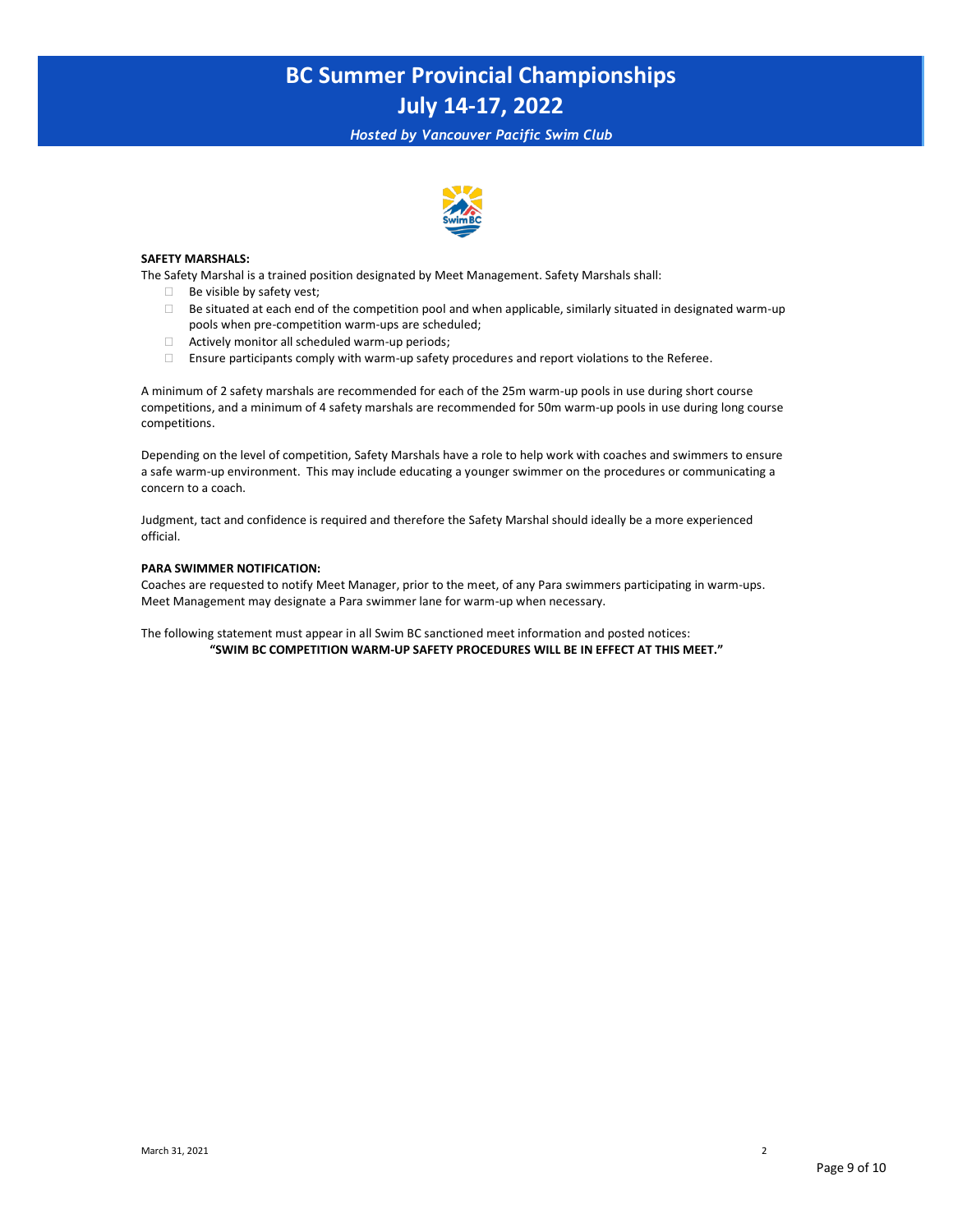**SAFETY MARSHALS:**

The Safety Marshal is a trained position designated by Meet Management. Safety Marshals shall:

- Be visible by safety vest;
- Be situated at each end of the competition pool and when applicable, similarly situated in designated warm-up pools when pre-competition warm-ups are scheduled;
- Actively monitor all scheduled warm-up periods;
- Ensure participants comply with warm-up safety procedures and report violations to the Referee.

A minimum of 2 safety marshals are recommended for each of the 25m warm-up pools in use during short course competitions, and a minimum of 4 safety marshals are recommended for 50m warm-up pools in use during long course competitions.

Depending on the level of competition, Safety Marshals have a role to help work with coaches and swimmers to ensure a safe warm-up environment. This may include educating a younger swimmer on the procedures or communicating a concern to a coach.

Judgment, tact and confidence is required and therefore the Safety Marshal should ideally be a more experienced official.

**PARA SWIMMER NOTIFICATION:**

Coaches are requested to notify Meet Manager, prior to the meet, of any Para swimmers participating in warm-ups. Meet Management may designate a Para swimmer lane for warm-up when necessary.

The following statement must appear in all Swim BC sanctioned meet information and posted notices:

**"SWIM BC COMPETITION WARM-UP SAFETY PROCEDURES WILL BE IN EFFECT AT THIS MEET."**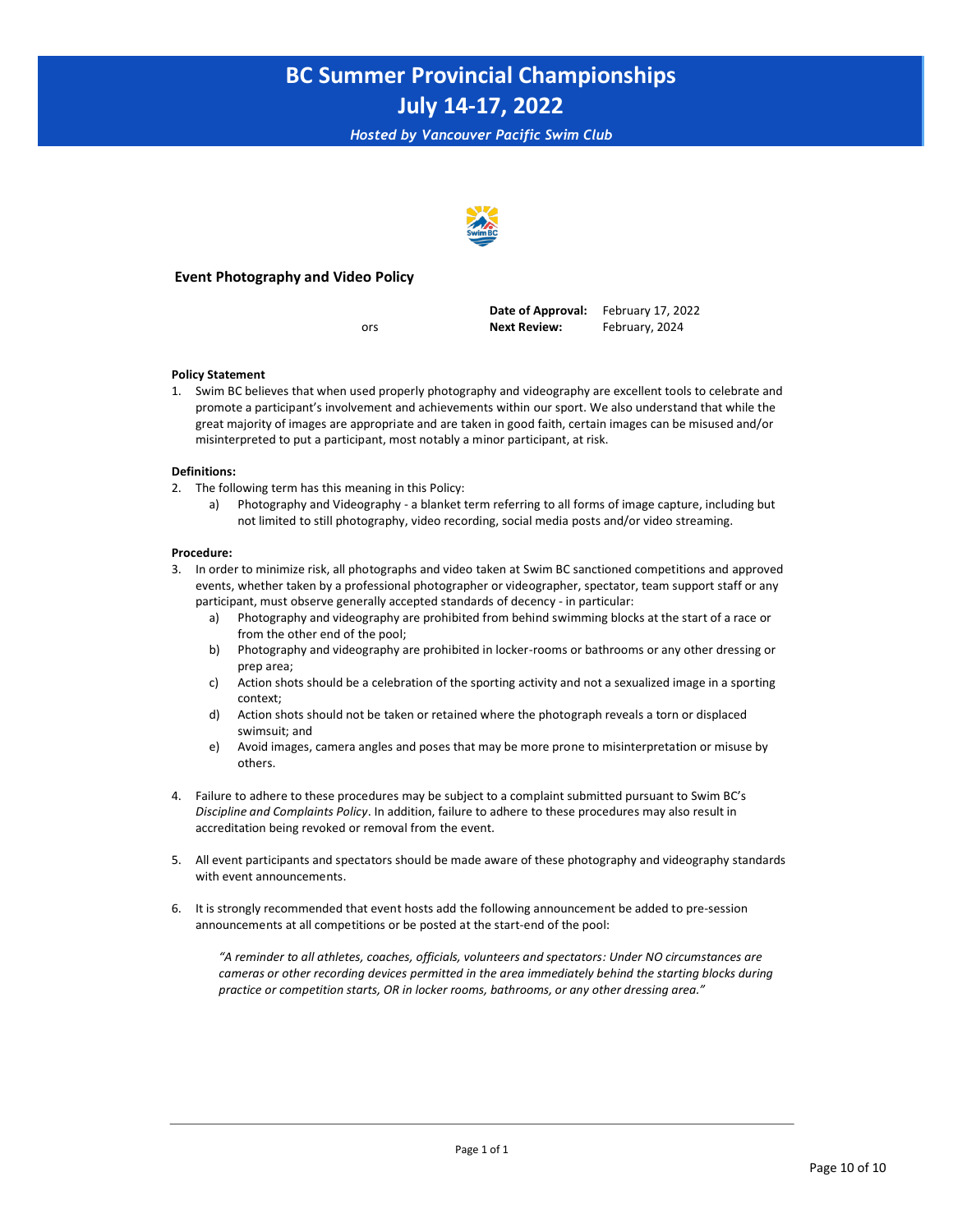# BC Summer Provincial Championships
# July 14-17, 2022

*Hosted by Vancouver Pacific Swim Club*

## Event Photography and Video Policy

| | | | |
|---|---|---|---|
| | | **Date of Approval:** | February 17, 2022 |
| | ors | **Next Review:** | February, 2024 |

**Policy Statement**

1. Swim BC believes that when used properly photography and videography are excellent tools to celebrate and promote a participant's involvement and achievements within our sport. We also understand that while the great majority of images are appropriate and are taken in good faith, certain images can be misused and/or misinterpreted to put a participant, most notably a minor participant, at risk.

**Definitions:**

2. The following term has this meaning in this Policy:
   a) Photography and Videography - a blanket term referring to all forms of image capture, including but not limited to still photography, video recording, social media posts and/or video streaming.

**Procedure:**

3. In order to minimize risk, all photographs and video taken at Swim BC sanctioned competitions and approved events, whether taken by a professional photographer or videographer, spectator, team support staff or any participant, must observe generally accepted standards of decency - in particular:
   a) Photography and videography are prohibited from behind swimming blocks at the start of a race or from the other end of the pool;
   b) Photography and videography are prohibited in locker-rooms or bathrooms or any other dressing or prep area;
   c) Action shots should be a celebration of the sporting activity and not a sexualized image in a sporting context;
   d) Action shots should not be taken or retained where the photograph reveals a torn or displaced swimsuit; and
   e) Avoid images, camera angles and poses that may be more prone to misinterpretation or misuse by others.

4. Failure to adhere to these procedures may be subject to a complaint submitted pursuant to Swim BC's *Discipline and Complaints Policy*. In addition, failure to adhere to these procedures may also result in accreditation being revoked or removal from the event.

5. All event participants and spectators should be made aware of these photography and videography standards with event announcements.

6. It is strongly recommended that event hosts add the following announcement be added to pre-session announcements at all competitions or be posted at the start-end of the pool:

   *"A reminder to all athletes, coaches, officials, volunteers and spectators: Under NO circumstances are cameras or other recording devices permitted in the area immediately behind the starting blocks during practice or competition starts, OR in locker rooms, bathrooms, or any other dressing area."*